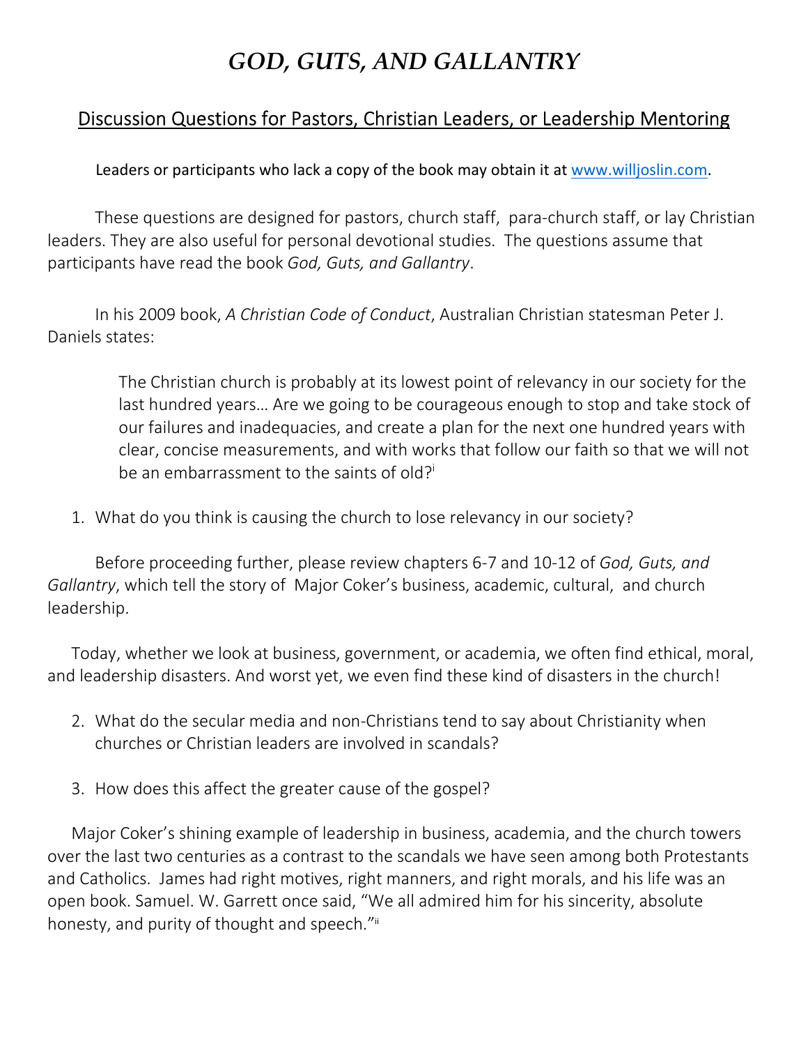# *GOD, GUTS, AND GALLANTRY*

## Discussion Questions for Pastors, Christian Leaders, or Leadership Mentoring

Leaders or participants who lack a copy of the book may obtain it at www.willjoslin.com.

These questions are designed for pastors, church staff, para-church staff, or lay Christian leaders. They are also useful for personal devotional studies. The questions assume that participants have read the book *God, Guts, and Gallantry*.

In his 2009 book, *A Christian Code of Conduct*, Australian Christian statesman Peter J. Daniels states:

> The Christian church is probably at its lowest point of relevancy in our society for the last hundred years… Are we going to be courageous enough to stop and take stock of our failures and inadequacies, and create a plan for the next one hundred years with clear, concise measurements, and with works that follow our faith so that we will not be an embarrassment to the saints of old?[i]

1. What do you think is causing the church to lose relevancy in our society?

Before proceeding further, please review chapters 6-7 and 10-12 of *God, Guts, and Gallantry*, which tell the story of Major Coker's business, academic, cultural, and church leadership.

Today, whether we look at business, government, or academia, we often find ethical, moral, and leadership disasters. And worst yet, we even find these kind of disasters in the church!

2. What do the secular media and non-Christians tend to say about Christianity when churches or Christian leaders are involved in scandals?

3. How does this affect the greater cause of the gospel?

Major Coker's shining example of leadership in business, academia, and the church towers over the last two centuries as a contrast to the scandals we have seen among both Protestants and Catholics. James had right motives, right manners, and right morals, and his life was an open book. Samuel. W. Garrett once said, "We all admired him for his sincerity, absolute honesty, and purity of thought and speech."[ii]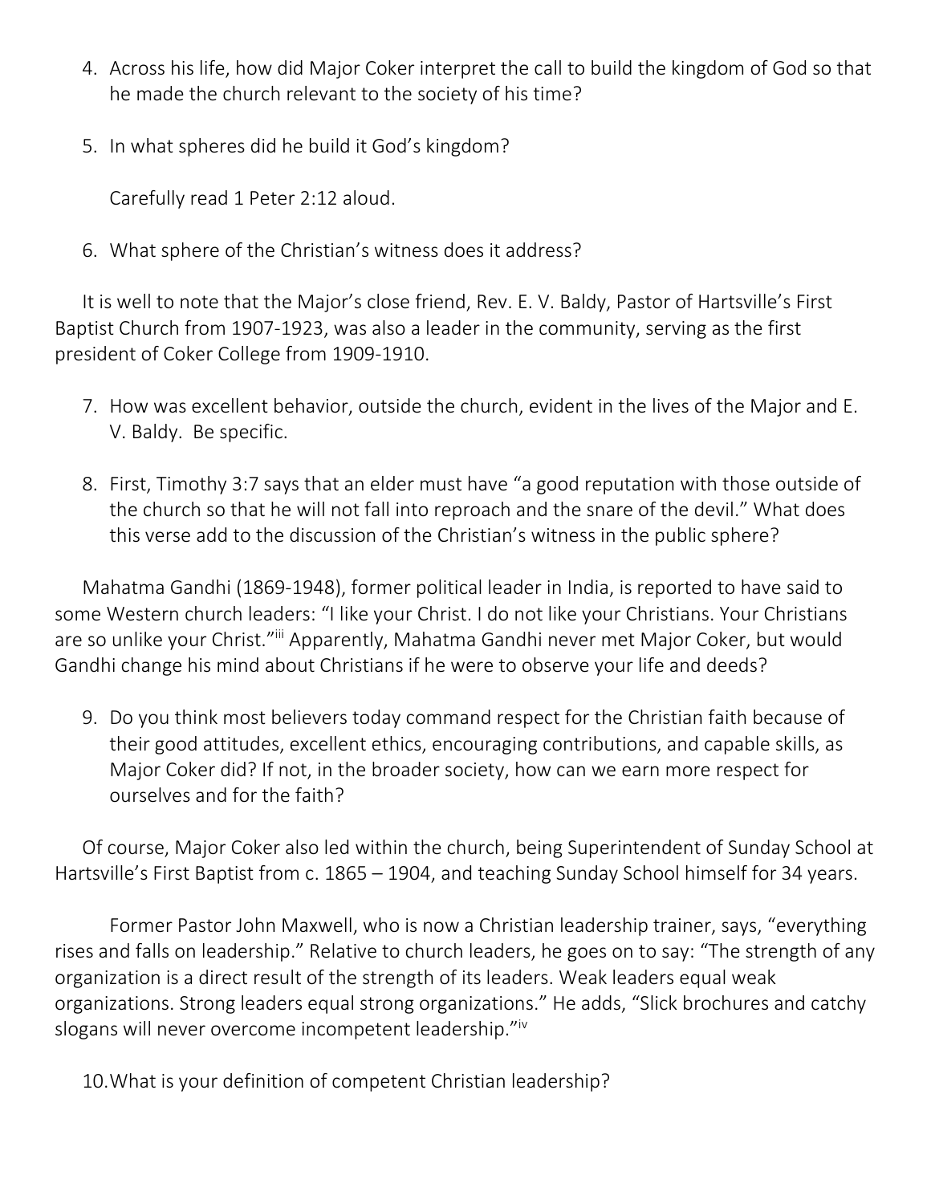4. Across his life, how did Major Coker interpret the call to build the kingdom of God so that he made the church relevant to the society of his time?

5. In what spheres did he build it God's kingdom?

   Carefully read 1 Peter 2:12 aloud.

6. What sphere of the Christian's witness does it address?

It is well to note that the Major's close friend, Rev. E. V. Baldy, Pastor of Hartsville's First Baptist Church from 1907-1923, was also a leader in the community, serving as the first president of Coker College from 1909-1910.

7. How was excellent behavior, outside the church, evident in the lives of the Major and E. V. Baldy. Be specific.

8. First, Timothy 3:7 says that an elder must have "a good reputation with those outside of the church so that he will not fall into reproach and the snare of the devil." What does this verse add to the discussion of the Christian's witness in the public sphere?

Mahatma Gandhi (1869-1948), former political leader in India, is reported to have said to some Western church leaders: "I like your Christ. I do not like your Christians. Your Christians are so unlike your Christ."[iii] Apparently, Mahatma Gandhi never met Major Coker, but would Gandhi change his mind about Christians if he were to observe your life and deeds?

9. Do you think most believers today command respect for the Christian faith because of their good attitudes, excellent ethics, encouraging contributions, and capable skills, as Major Coker did? If not, in the broader society, how can we earn more respect for ourselves and for the faith?

Of course, Major Coker also led within the church, being Superintendent of Sunday School at Hartsville's First Baptist from c. 1865 – 1904, and teaching Sunday School himself for 34 years.

Former Pastor John Maxwell, who is now a Christian leadership trainer, says, "everything rises and falls on leadership." Relative to church leaders, he goes on to say: "The strength of any organization is a direct result of the strength of its leaders. Weak leaders equal weak organizations. Strong leaders equal strong organizations." He adds, "Slick brochures and catchy slogans will never overcome incompetent leadership."[iv]

10. What is your definition of competent Christian leadership?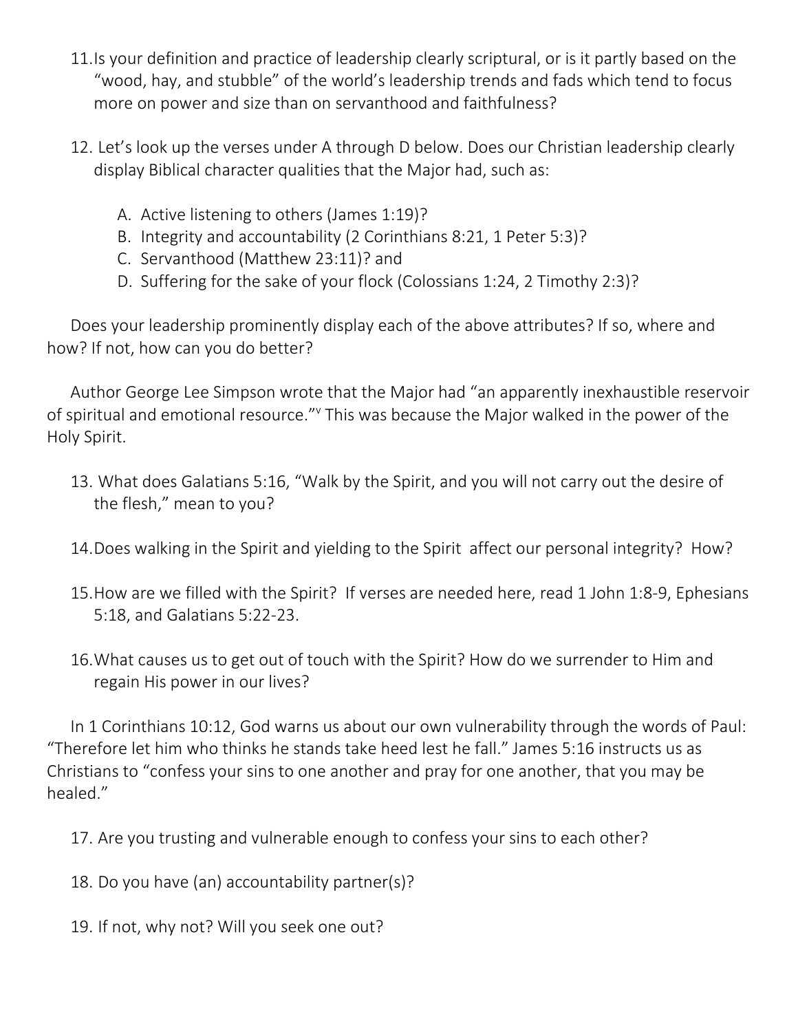11. Is your definition and practice of leadership clearly scriptural, or is it partly based on the "wood, hay, and stubble" of the world's leadership trends and fads which tend to focus more on power and size than on servanthood and faithfulness?

12. Let's look up the verses under A through D below. Does our Christian leadership clearly display Biblical character qualities that the Major had, such as:

    A. Active listening to others (James 1:19)?
    B. Integrity and accountability (2 Corinthians 8:21, 1 Peter 5:3)?
    C. Servanthood (Matthew 23:11)? and
    D. Suffering for the sake of your flock (Colossians 1:24, 2 Timothy 2:3)?

Does your leadership prominently display each of the above attributes? If so, where and how? If not, how can you do better?

Author George Lee Simpson wrote that the Major had "an apparently inexhaustible reservoir of spiritual and emotional resource."[v] This was because the Major walked in the power of the Holy Spirit.

13. What does Galatians 5:16, "Walk by the Spirit, and you will not carry out the desire of the flesh," mean to you?

14. Does walking in the Spirit and yielding to the Spirit affect our personal integrity? How?

15. How are we filled with the Spirit? If verses are needed here, read 1 John 1:8-9, Ephesians 5:18, and Galatians 5:22-23.

16. What causes us to get out of touch with the Spirit? How do we surrender to Him and regain His power in our lives?

In 1 Corinthians 10:12, God warns us about our own vulnerability through the words of Paul: "Therefore let him who thinks he stands take heed lest he fall." James 5:16 instructs us as Christians to "confess your sins to one another and pray for one another, that you may be healed."

17. Are you trusting and vulnerable enough to confess your sins to each other?

18. Do you have (an) accountability partner(s)?

19. If not, why not? Will you seek one out?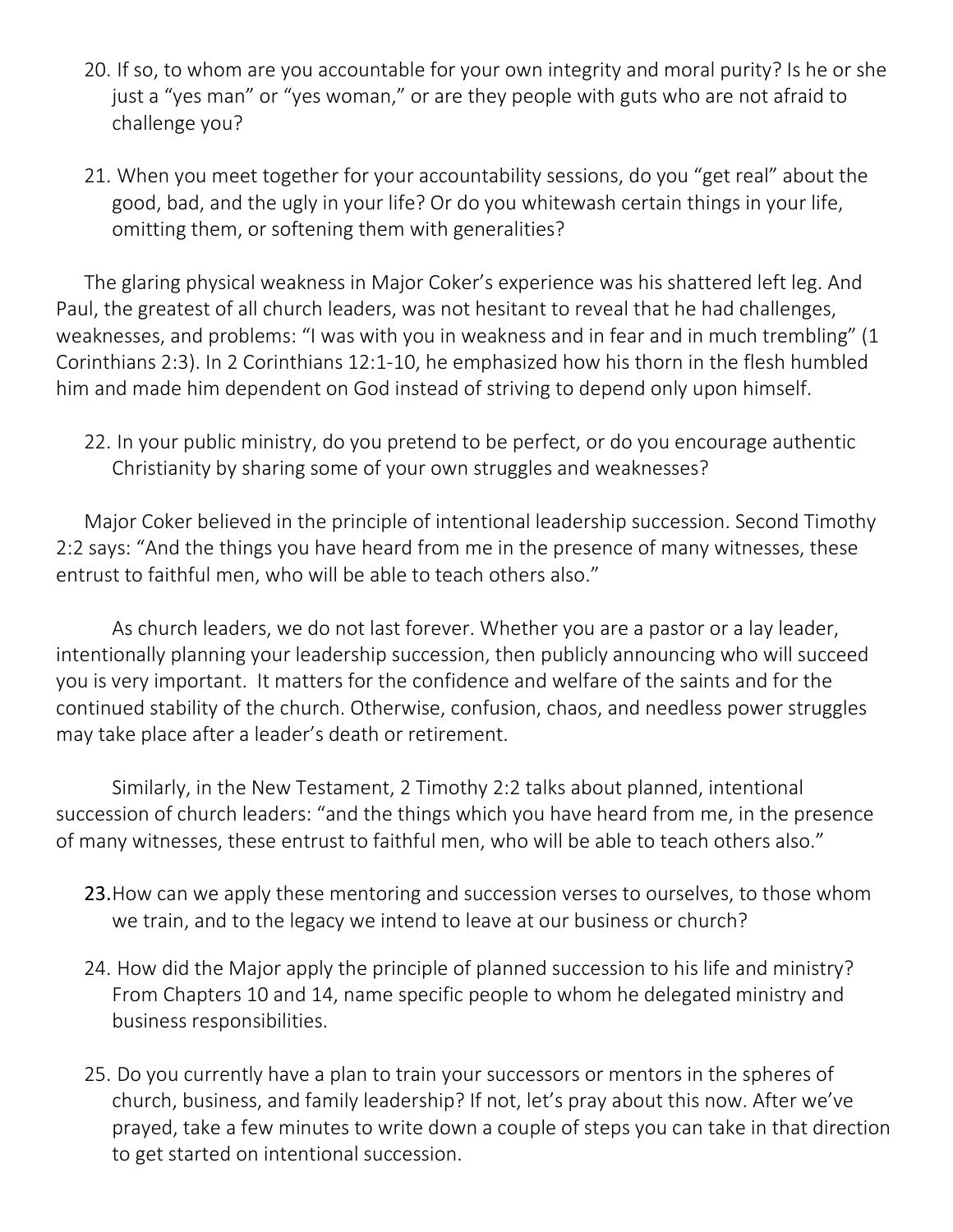20. If so, to whom are you accountable for your own integrity and moral purity? Is he or she just a "yes man" or "yes woman," or are they people with guts who are not afraid to challenge you?

21. When you meet together for your accountability sessions, do you "get real" about the good, bad, and the ugly in your life? Or do you whitewash certain things in your life, omitting them, or softening them with generalities?

The glaring physical weakness in Major Coker's experience was his shattered left leg. And Paul, the greatest of all church leaders, was not hesitant to reveal that he had challenges, weaknesses, and problems: "I was with you in weakness and in fear and in much trembling" (1 Corinthians 2:3). In 2 Corinthians 12:1-10, he emphasized how his thorn in the flesh humbled him and made him dependent on God instead of striving to depend only upon himself.

22. In your public ministry, do you pretend to be perfect, or do you encourage authentic Christianity by sharing some of your own struggles and weaknesses?

Major Coker believed in the principle of intentional leadership succession. Second Timothy 2:2 says: "And the things you have heard from me in the presence of many witnesses, these entrust to faithful men, who will be able to teach others also."

As church leaders, we do not last forever. Whether you are a pastor or a lay leader, intentionally planning your leadership succession, then publicly announcing who will succeed you is very important. It matters for the confidence and welfare of the saints and for the continued stability of the church. Otherwise, confusion, chaos, and needless power struggles may take place after a leader's death or retirement.

Similarly, in the New Testament, 2 Timothy 2:2 talks about planned, intentional succession of church leaders: "and the things which you have heard from me, in the presence of many witnesses, these entrust to faithful men, who will be able to teach others also."

23. How can we apply these mentoring and succession verses to ourselves, to those whom we train, and to the legacy we intend to leave at our business or church?

24. How did the Major apply the principle of planned succession to his life and ministry? From Chapters 10 and 14, name specific people to whom he delegated ministry and business responsibilities.

25. Do you currently have a plan to train your successors or mentors in the spheres of church, business, and family leadership? If not, let's pray about this now. After we've prayed, take a few minutes to write down a couple of steps you can take in that direction to get started on intentional succession.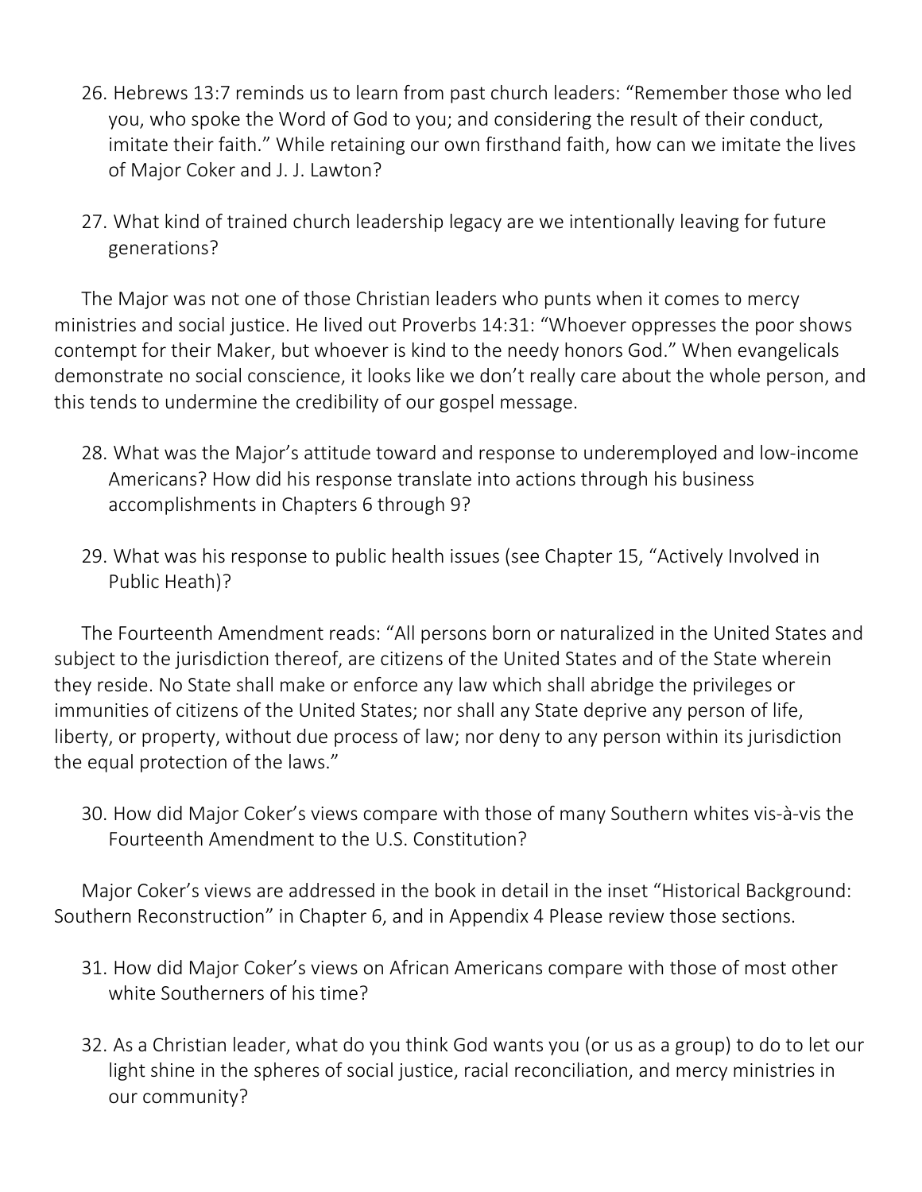26. Hebrews 13:7 reminds us to learn from past church leaders: “Remember those who led you, who spoke the Word of God to you; and considering the result of their conduct, imitate their faith.” While retaining our own firsthand faith, how can we imitate the lives of Major Coker and J. J. Lawton?

27. What kind of trained church leadership legacy are we intentionally leaving for future generations?

The Major was not one of those Christian leaders who punts when it comes to mercy ministries and social justice. He lived out Proverbs 14:31: “Whoever oppresses the poor shows contempt for their Maker, but whoever is kind to the needy honors God.” When evangelicals demonstrate no social conscience, it looks like we don’t really care about the whole person, and this tends to undermine the credibility of our gospel message.

28. What was the Major’s attitude toward and response to underemployed and low-income Americans? How did his response translate into actions through his business accomplishments in Chapters 6 through 9?

29. What was his response to public health issues (see Chapter 15, “Actively Involved in Public Heath)?

The Fourteenth Amendment reads: “All persons born or naturalized in the United States and subject to the jurisdiction thereof, are citizens of the United States and of the State wherein they reside. No State shall make or enforce any law which shall abridge the privileges or immunities of citizens of the United States; nor shall any State deprive any person of life, liberty, or property, without due process of law; nor deny to any person within its jurisdiction the equal protection of the laws.”

30. How did Major Coker’s views compare with those of many Southern whites vis-à-vis the Fourteenth Amendment to the U.S. Constitution?

Major Coker’s views are addressed in the book in detail in the inset “Historical Background: Southern Reconstruction” in Chapter 6, and in Appendix 4 Please review those sections.

31. How did Major Coker’s views on African Americans compare with those of most other white Southerners of his time?

32. As a Christian leader, what do you think God wants you (or us as a group) to do to let our light shine in the spheres of social justice, racial reconciliation, and mercy ministries in our community?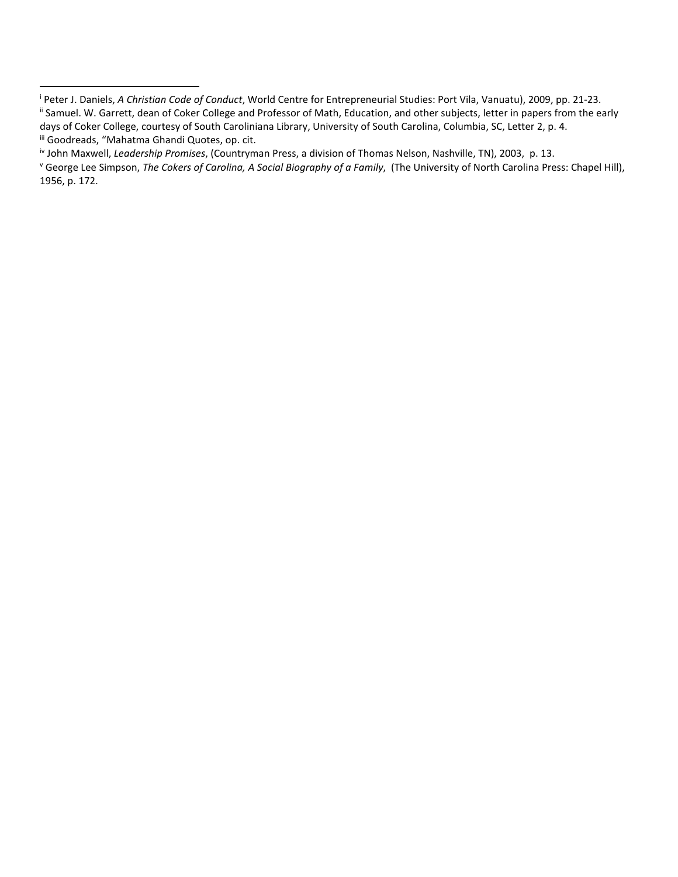---

[i] Peter J. Daniels, *A Christian Code of Conduct*, World Centre for Entrepreneurial Studies: Port Vila, Vanuatu), 2009, pp. 21-23.

[ii] Samuel. W. Garrett, dean of Coker College and Professor of Math, Education, and other subjects, letter in papers from the early days of Coker College, courtesy of South Caroliniana Library, University of South Carolina, Columbia, SC, Letter 2, p. 4.

[iii] Goodreads, "Mahatma Ghandi Quotes, op. cit.

[iv] John Maxwell, *Leadership Promises*, (Countryman Press, a division of Thomas Nelson, Nashville, TN), 2003, p. 13.

[v] George Lee Simpson, *The Cokers of Carolina, A Social Biography of a Family*, (The University of North Carolina Press: Chapel Hill), 1956, p. 172.